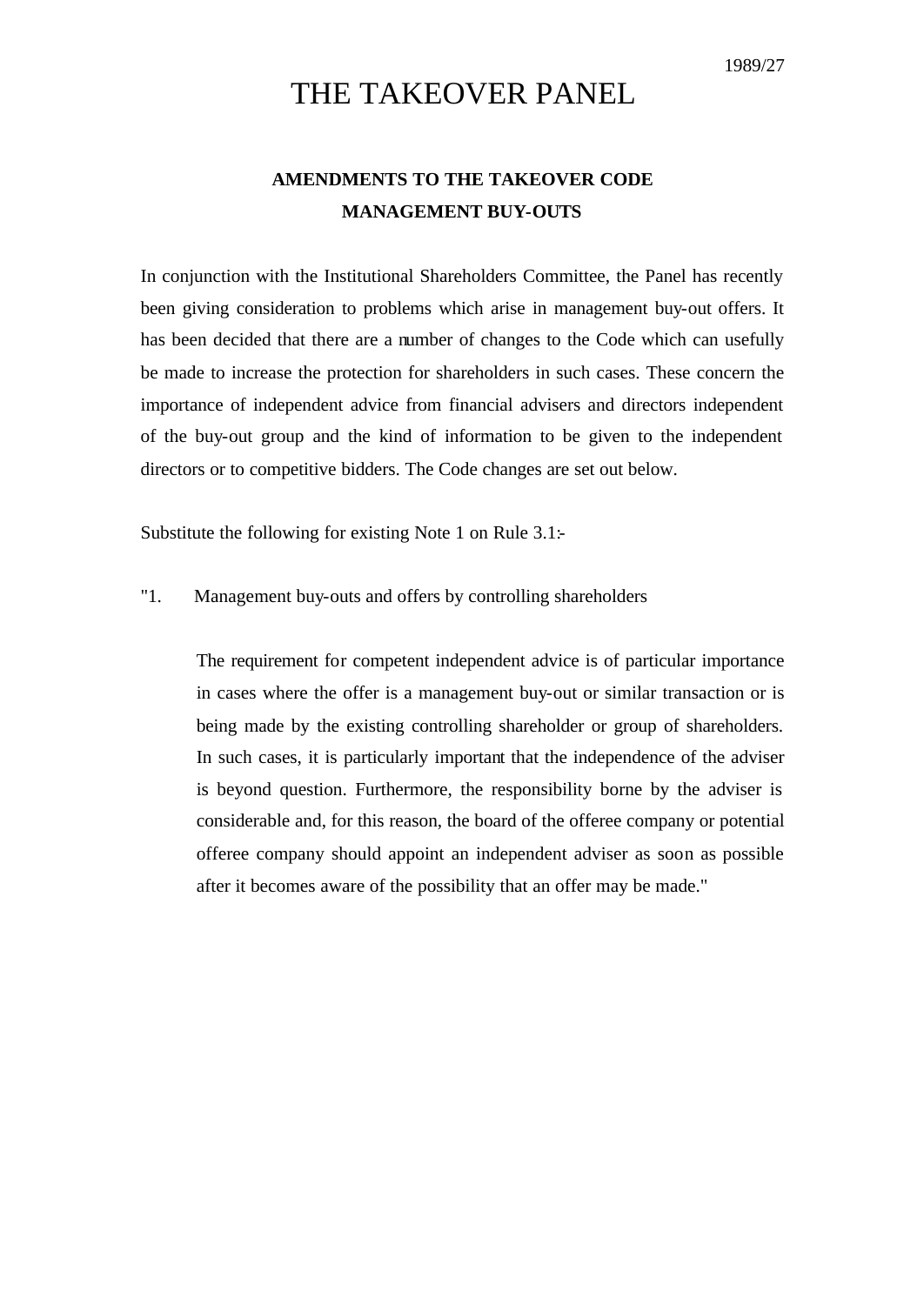1989/27

# THE TAKEOVER PANEL

## AMENDMENTS TO THE TAKEOVER CODE
## MANAGEMENT BUY-OUTS

In conjunction with the Institutional Shareholders Committee, the Panel has recently been giving consideration to problems which arise in management buy-out offers. It has been decided that there are a number of changes to the Code which can usefully be made to increase the protection for shareholders in such cases. These concern the importance of independent advice from financial advisers and directors independent of the buy-out group and the kind of information to be given to the independent directors or to competitive bidders. The Code changes are set out below.

Substitute the following for existing Note 1 on Rule 3.1:-

"1. Management buy-outs and offers by controlling shareholders

> The requirement for competent independent advice is of particular importance in cases where the offer is a management buy-out or similar transaction or is being made by the existing controlling shareholder or group of shareholders. In such cases, it is particularly important that the independence of the adviser is beyond question. Furthermore, the responsibility borne by the adviser is considerable and, for this reason, the board of the offeree company or potential offeree company should appoint an independent adviser as soon as possible after it becomes aware of the possibility that an offer may be made."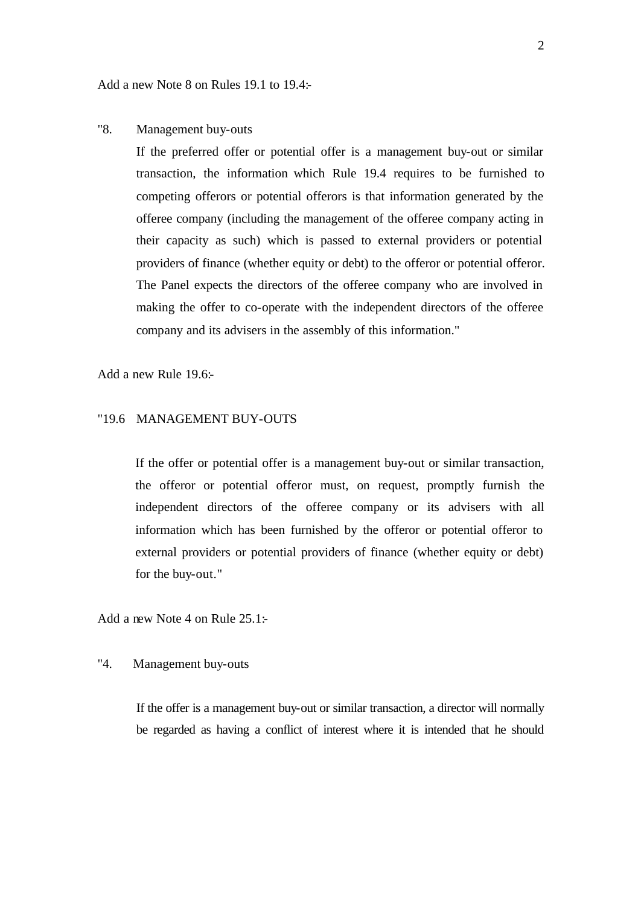Add a new Note 8 on Rules 19.1 to 19.4:-

"8. Management buy-outs

If the preferred offer or potential offer is a management buy-out or similar transaction, the information which Rule 19.4 requires to be furnished to competing offerors or potential offerors is that information generated by the offeree company (including the management of the offeree company acting in their capacity as such) which is passed to external providers or potential providers of finance (whether equity or debt) to the offeror or potential offeror. The Panel expects the directors of the offeree company who are involved in making the offer to co-operate with the independent directors of the offeree company and its advisers in the assembly of this information."

Add a new Rule 19.6:-

"19.6 MANAGEMENT BUY-OUTS

If the offer or potential offer is a management buy-out or similar transaction, the offeror or potential offeror must, on request, promptly furnish the independent directors of the offeree company or its advisers with all information which has been furnished by the offeror or potential offeror to external providers or potential providers of finance (whether equity or debt) for the buy-out."

Add a new Note 4 on Rule 25.1:-

"4. Management buy-outs

If the offer is a management buy-out or similar transaction, a director will normally be regarded as having a conflict of interest where it is intended that he should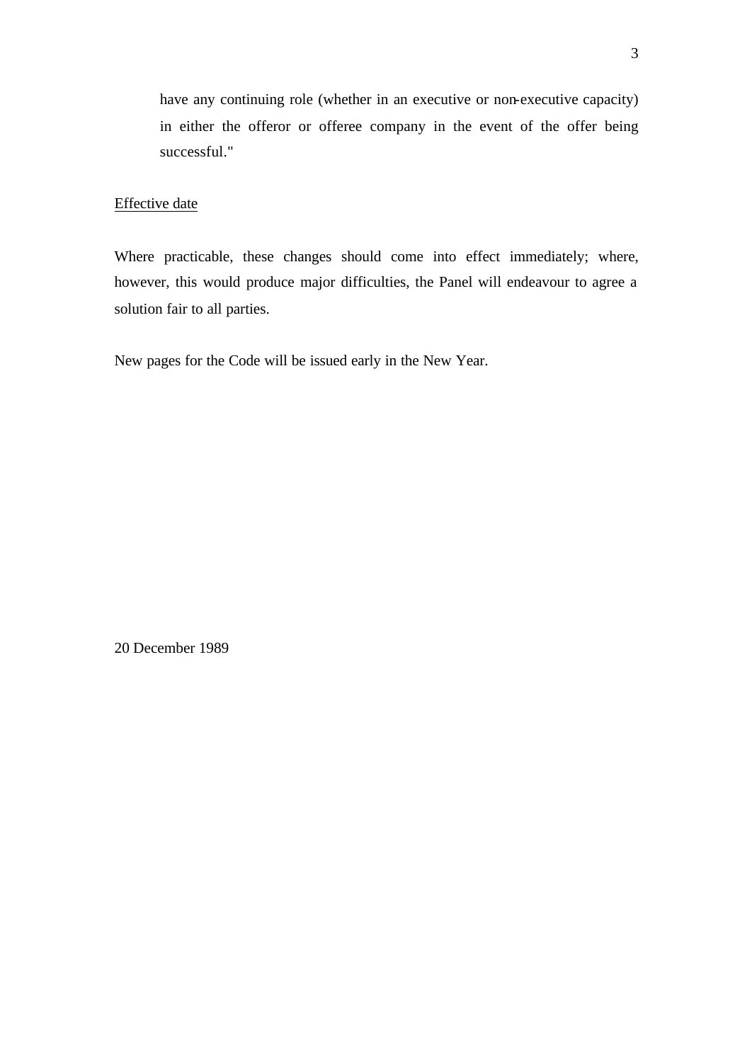> have any continuing role (whether in an executive or non-executive capacity) in either the offeror or offeree company in the event of the offer being successful."

Effective date

Where practicable, these changes should come into effect immediately; where, however, this would produce major difficulties, the Panel will endeavour to agree a solution fair to all parties.

New pages for the Code will be issued early in the New Year.

20 December 1989